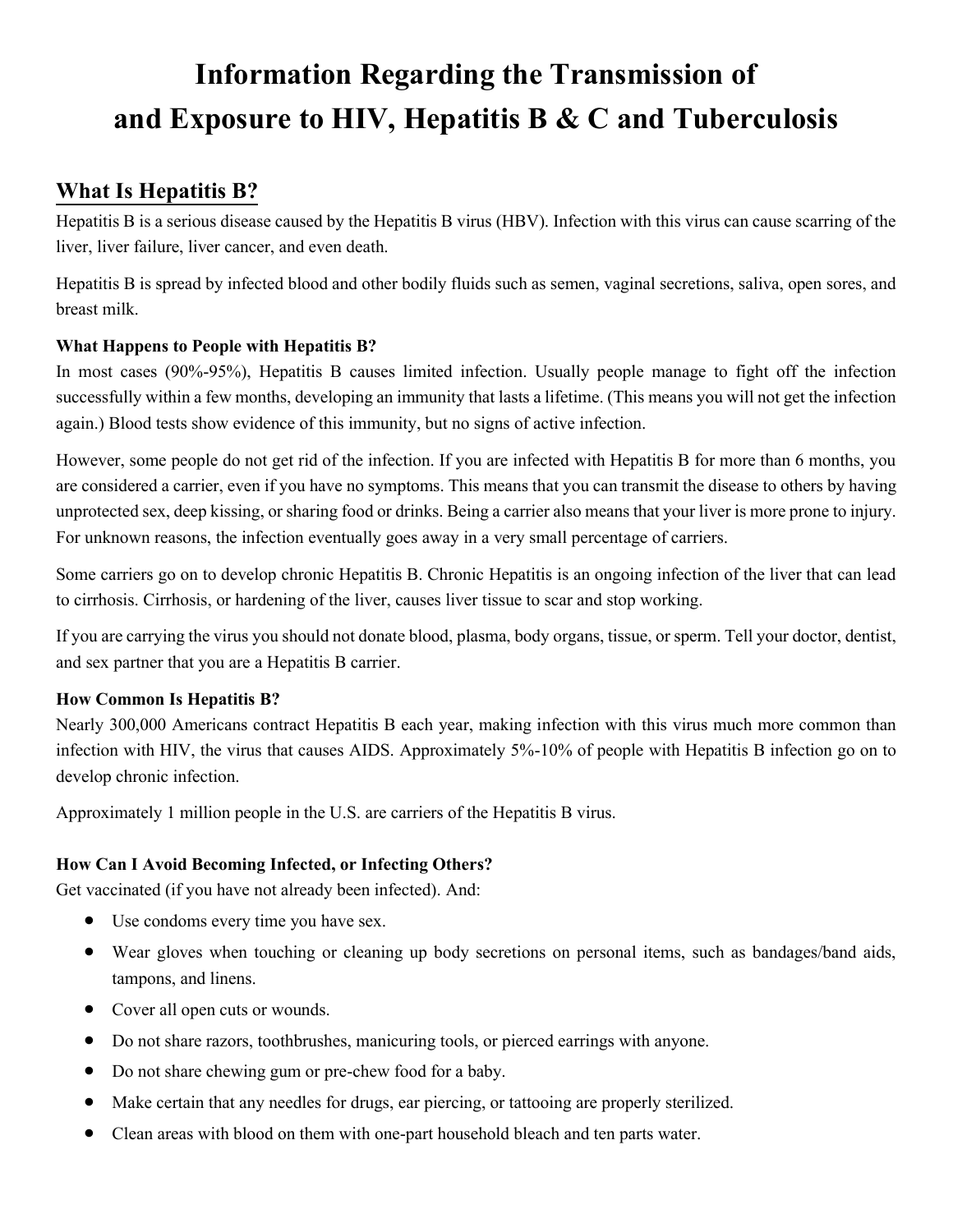# Information Regarding the Transmission of and Exposure to HIV, Hepatitis B & C and Tuberculosis

## What Is Hepatitis B?

Hepatitis B is a serious disease caused by the Hepatitis B virus (HBV). Infection with this virus can cause scarring of the liver, liver failure, liver cancer, and even death.

Hepatitis B is spread by infected blood and other bodily fluids such as semen, vaginal secretions, saliva, open sores, and breast milk.

### What Happens to People with Hepatitis B?

In most cases (90%-95%), Hepatitis B causes limited infection. Usually people manage to fight off the infection successfully within a few months, developing an immunity that lasts a lifetime. (This means you will not get the infection again.) Blood tests show evidence of this immunity, but no signs of active infection.

However, some people do not get rid of the infection. If you are infected with Hepatitis B for more than 6 months, you are considered a carrier, even if you have no symptoms. This means that you can transmit the disease to others by having unprotected sex, deep kissing, or sharing food or drinks. Being a carrier also means that your liver is more prone to injury. For unknown reasons, the infection eventually goes away in a very small percentage of carriers.

Some carriers go on to develop chronic Hepatitis B. Chronic Hepatitis is an ongoing infection of the liver that can lead to cirrhosis. Cirrhosis, or hardening of the liver, causes liver tissue to scar and stop working.

If you are carrying the virus you should not donate blood, plasma, body organs, tissue, or sperm. Tell your doctor, dentist, and sex partner that you are a Hepatitis B carrier.

### How Common Is Hepatitis B?

Nearly 300,000 Americans contract Hepatitis B each year, making infection with this virus much more common than infection with HIV, the virus that causes AIDS. Approximately 5%-10% of people with Hepatitis B infection go on to develop chronic infection.

Approximately 1 million people in the U.S. are carriers of the Hepatitis B virus.

### How Can I Avoid Becoming Infected, or Infecting Others?

Get vaccinated (if you have not already been infected). And:

- Use condoms every time you have sex.
- Wear gloves when touching or cleaning up body secretions on personal items, such as bandages/band aids, tampons, and linens.
- Cover all open cuts or wounds.
- Do not share razors, toothbrushes, manicuring tools, or pierced earrings with anyone.
- Do not share chewing gum or pre-chew food for a baby.
- Make certain that any needles for drugs, ear piercing, or tattooing are properly sterilized.
- Clean areas with blood on them with one-part household bleach and ten parts water.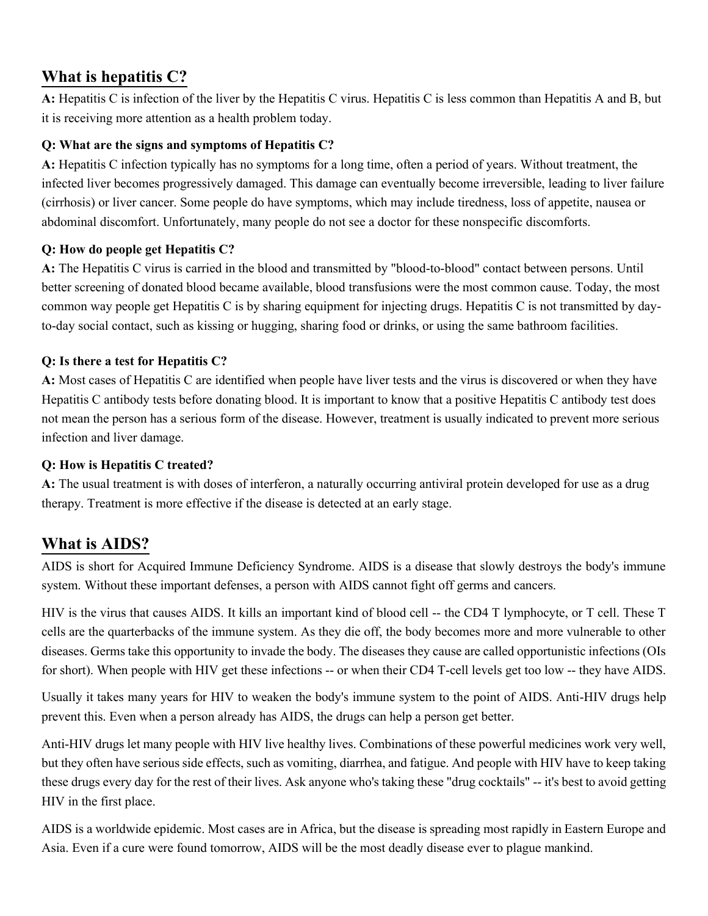## What is hepatitis C?

**A:** Hepatitis C is infection of the liver by the Hepatitis C virus. Hepatitis C is less common than Hepatitis A and B, but it is receiving more attention as a health problem today.

**Q: What are the signs and symptoms of Hepatitis C?**

**A:** Hepatitis C infection typically has no symptoms for a long time, often a period of years. Without treatment, the infected liver becomes progressively damaged. This damage can eventually become irreversible, leading to liver failure (cirrhosis) or liver cancer. Some people do have symptoms, which may include tiredness, loss of appetite, nausea or abdominal discomfort. Unfortunately, many people do not see a doctor for these nonspecific discomforts.

**Q: How do people get Hepatitis C?**

**A:** The Hepatitis C virus is carried in the blood and transmitted by "blood-to-blood" contact between persons. Until better screening of donated blood became available, blood transfusions were the most common cause. Today, the most common way people get Hepatitis C is by sharing equipment for injecting drugs. Hepatitis C is not transmitted by day-to-day social contact, such as kissing or hugging, sharing food or drinks, or using the same bathroom facilities.

**Q: Is there a test for Hepatitis C?**

**A:** Most cases of Hepatitis C are identified when people have liver tests and the virus is discovered or when they have Hepatitis C antibody tests before donating blood. It is important to know that a positive Hepatitis C antibody test does not mean the person has a serious form of the disease. However, treatment is usually indicated to prevent more serious infection and liver damage.

**Q: How is Hepatitis C treated?**

**A:** The usual treatment is with doses of interferon, a naturally occurring antiviral protein developed for use as a drug therapy. Treatment is more effective if the disease is detected at an early stage.

## What is AIDS?

AIDS is short for Acquired Immune Deficiency Syndrome. AIDS is a disease that slowly destroys the body's immune system. Without these important defenses, a person with AIDS cannot fight off germs and cancers.

HIV is the virus that causes AIDS. It kills an important kind of blood cell -- the CD4 T lymphocyte, or T cell. These T cells are the quarterbacks of the immune system. As they die off, the body becomes more and more vulnerable to other diseases. Germs take this opportunity to invade the body. The diseases they cause are called opportunistic infections (OIs for short). When people with HIV get these infections -- or when their CD4 T-cell levels get too low -- they have AIDS.

Usually it takes many years for HIV to weaken the body's immune system to the point of AIDS. Anti-HIV drugs help prevent this. Even when a person already has AIDS, the drugs can help a person get better.

Anti-HIV drugs let many people with HIV live healthy lives. Combinations of these powerful medicines work very well, but they often have serious side effects, such as vomiting, diarrhea, and fatigue. And people with HIV have to keep taking these drugs every day for the rest of their lives. Ask anyone who's taking these "drug cocktails" -- it's best to avoid getting HIV in the first place.

AIDS is a worldwide epidemic. Most cases are in Africa, but the disease is spreading most rapidly in Eastern Europe and Asia. Even if a cure were found tomorrow, AIDS will be the most deadly disease ever to plague mankind.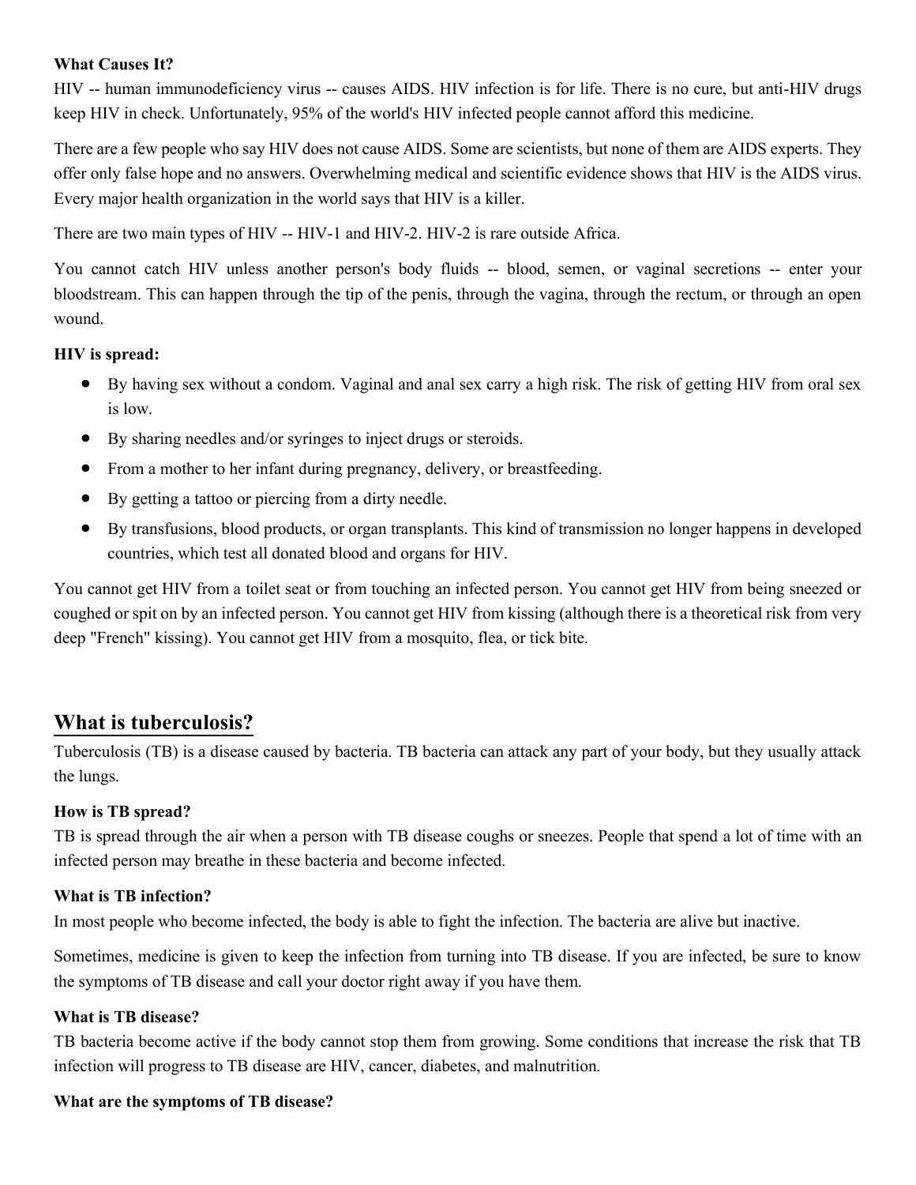**What Causes It?**
HIV -- human immunodeficiency virus -- causes AIDS. HIV infection is for life. There is no cure, but anti-HIV drugs keep HIV in check. Unfortunately, 95% of the world's HIV infected people cannot afford this medicine.

There are a few people who say HIV does not cause AIDS. Some are scientists, but none of them are AIDS experts. They offer only false hope and no answers. Overwhelming medical and scientific evidence shows that HIV is the AIDS virus. Every major health organization in the world says that HIV is a killer.

There are two main types of HIV -- HIV-1 and HIV-2. HIV-2 is rare outside Africa.

You cannot catch HIV unless another person's body fluids -- blood, semen, or vaginal secretions -- enter your bloodstream. This can happen through the tip of the penis, through the vagina, through the rectum, or through an open wound.

**HIV is spread:**

- By having sex without a condom. Vaginal and anal sex carry a high risk. The risk of getting HIV from oral sex is low.
- By sharing needles and/or syringes to inject drugs or steroids.
- From a mother to her infant during pregnancy, delivery, or breastfeeding.
- By getting a tattoo or piercing from a dirty needle.
- By transfusions, blood products, or organ transplants. This kind of transmission no longer happens in developed countries, which test all donated blood and organs for HIV.

You cannot get HIV from a toilet seat or from touching an infected person. You cannot get HIV from being sneezed or coughed or spit on by an infected person. You cannot get HIV from kissing (although there is a theoretical risk from very deep "French" kissing). You cannot get HIV from a mosquito, flea, or tick bite.

## What is tuberculosis?

Tuberculosis (TB) is a disease caused by bacteria. TB bacteria can attack any part of your body, but they usually attack the lungs.

**How is TB spread?**
TB is spread through the air when a person with TB disease coughs or sneezes. People that spend a lot of time with an infected person may breathe in these bacteria and become infected.

**What is TB infection?**
In most people who become infected, the body is able to fight the infection. The bacteria are alive but inactive.

Sometimes, medicine is given to keep the infection from turning into TB disease. If you are infected, be sure to know the symptoms of TB disease and call your doctor right away if you have them.

**What is TB disease?**
TB bacteria become active if the body cannot stop them from growing. Some conditions that increase the risk that TB infection will progress to TB disease are HIV, cancer, diabetes, and malnutrition.

**What are the symptoms of TB disease?**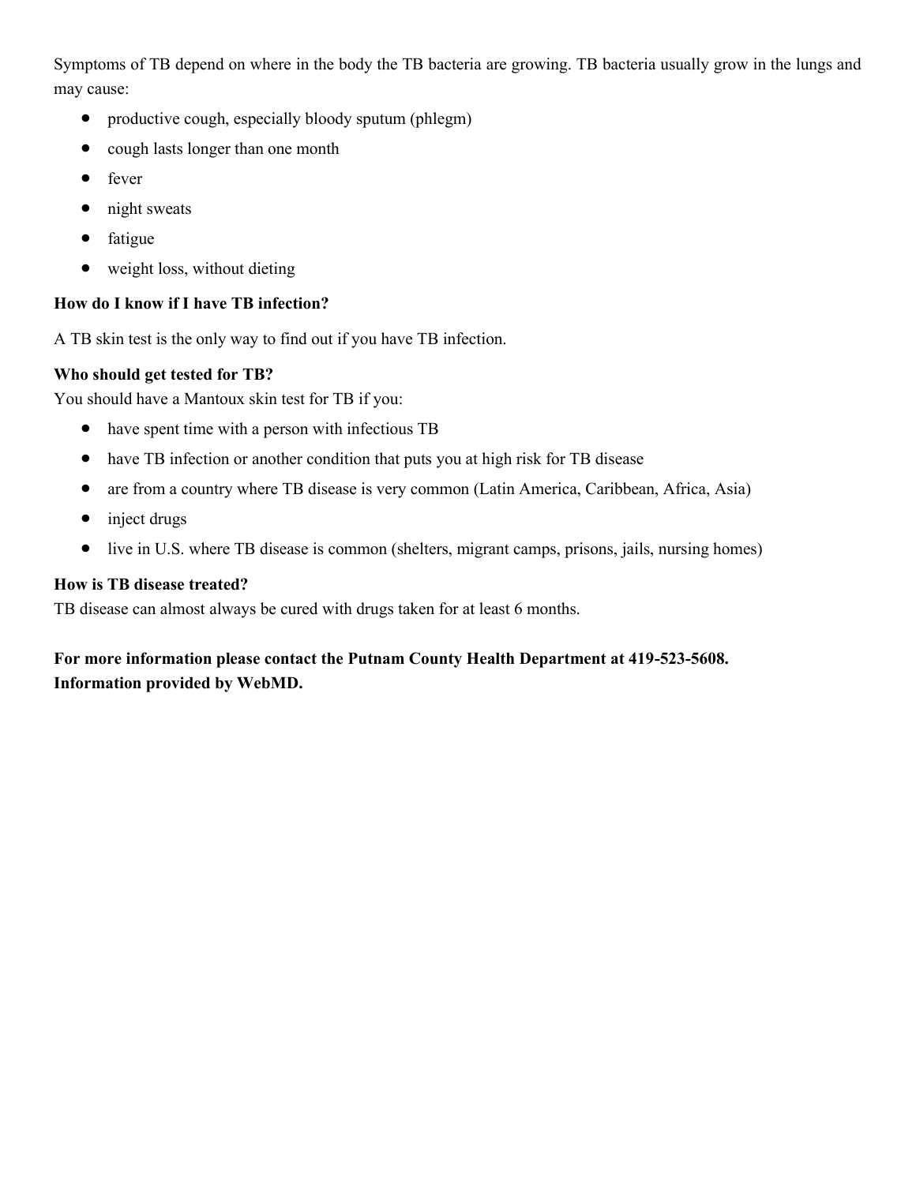Symptoms of TB depend on where in the body the TB bacteria are growing. TB bacteria usually grow in the lungs and may cause:

- productive cough, especially bloody sputum (phlegm)
- cough lasts longer than one month
- fever
- night sweats
- fatigue
- weight loss, without dieting

**How do I know if I have TB infection?**

A TB skin test is the only way to find out if you have TB infection.

**Who should get tested for TB?**

You should have a Mantoux skin test for TB if you:

- have spent time with a person with infectious TB
- have TB infection or another condition that puts you at high risk for TB disease
- are from a country where TB disease is very common (Latin America, Caribbean, Africa, Asia)
- inject drugs
- live in U.S. where TB disease is common (shelters, migrant camps, prisons, jails, nursing homes)

**How is TB disease treated?**

TB disease can almost always be cured with drugs taken for at least 6 months.

**For more information please contact the Putnam County Health Department at 419-523-5608.**
**Information provided by WebMD.**